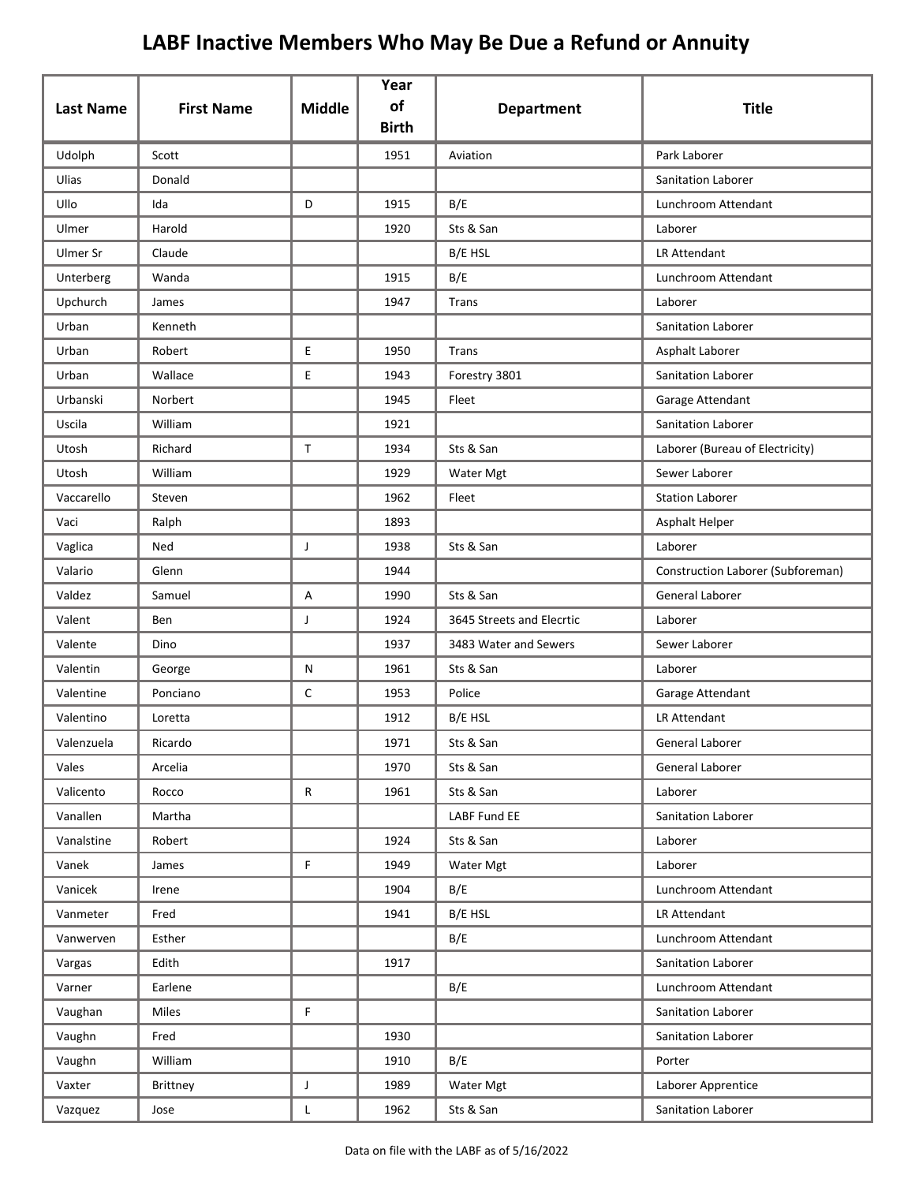# LABF Inactive Members Who May Be Due a Refund or Annuity

| Last Name | First Name | Middle | Year of Birth | Department | Title |
|---|---|---|---|---|---|
| Udolph | Scott | | 1951 | Aviation | Park Laborer |
| Ulias | Donald | | | | Sanitation Laborer |
| Ullo | Ida | D | 1915 | B/E | Lunchroom Attendant |
| Ulmer | Harold | | 1920 | Sts & San | Laborer |
| Ulmer Sr | Claude | | | B/E HSL | LR Attendant |
| Unterberg | Wanda | | 1915 | B/E | Lunchroom Attendant |
| Upchurch | James | | 1947 | Trans | Laborer |
| Urban | Kenneth | | | | Sanitation Laborer |
| Urban | Robert | E | 1950 | Trans | Asphalt Laborer |
| Urban | Wallace | E | 1943 | Forestry 3801 | Sanitation Laborer |
| Urbanski | Norbert | | 1945 | Fleet | Garage Attendant |
| Uscila | William | | 1921 | | Sanitation Laborer |
| Utosh | Richard | T | 1934 | Sts & San | Laborer (Bureau of Electricity) |
| Utosh | William | | 1929 | Water Mgt | Sewer Laborer |
| Vaccarello | Steven | | 1962 | Fleet | Station Laborer |
| Vaci | Ralph | | 1893 | | Asphalt Helper |
| Vaglica | Ned | J | 1938 | Sts & San | Laborer |
| Valario | Glenn | | 1944 | | Construction Laborer (Subforeman) |
| Valdez | Samuel | A | 1990 | Sts & San | General Laborer |
| Valent | Ben | J | 1924 | 3645 Streets and Elecrtic | Laborer |
| Valente | Dino | | 1937 | 3483 Water and Sewers | Sewer Laborer |
| Valentin | George | N | 1961 | Sts & San | Laborer |
| Valentine | Ponciano | C | 1953 | Police | Garage Attendant |
| Valentino | Loretta | | 1912 | B/E HSL | LR Attendant |
| Valenzuela | Ricardo | | 1971 | Sts & San | General Laborer |
| Vales | Arcelia | | 1970 | Sts & San | General Laborer |
| Valicento | Rocco | R | 1961 | Sts & San | Laborer |
| Vanallen | Martha | | | LABF Fund EE | Sanitation Laborer |
| Vanalstine | Robert | | 1924 | Sts & San | Laborer |
| Vanek | James | F | 1949 | Water Mgt | Laborer |
| Vanicek | Irene | | 1904 | B/E | Lunchroom Attendant |
| Vanmeter | Fred | | 1941 | B/E HSL | LR Attendant |
| Vanwerven | Esther | | | B/E | Lunchroom Attendant |
| Vargas | Edith | | 1917 | | Sanitation Laborer |
| Varner | Earlene | | | B/E | Lunchroom Attendant |
| Vaughan | Miles | F | | | Sanitation Laborer |
| Vaughn | Fred | | 1930 | | Sanitation Laborer |
| Vaughn | William | | 1910 | B/E | Porter |
| Vaxter | Brittney | J | 1989 | Water Mgt | Laborer Apprentice |
| Vazquez | Jose | L | 1962 | Sts & San | Sanitation Laborer |

Data on file with the LABF as of 5/16/2022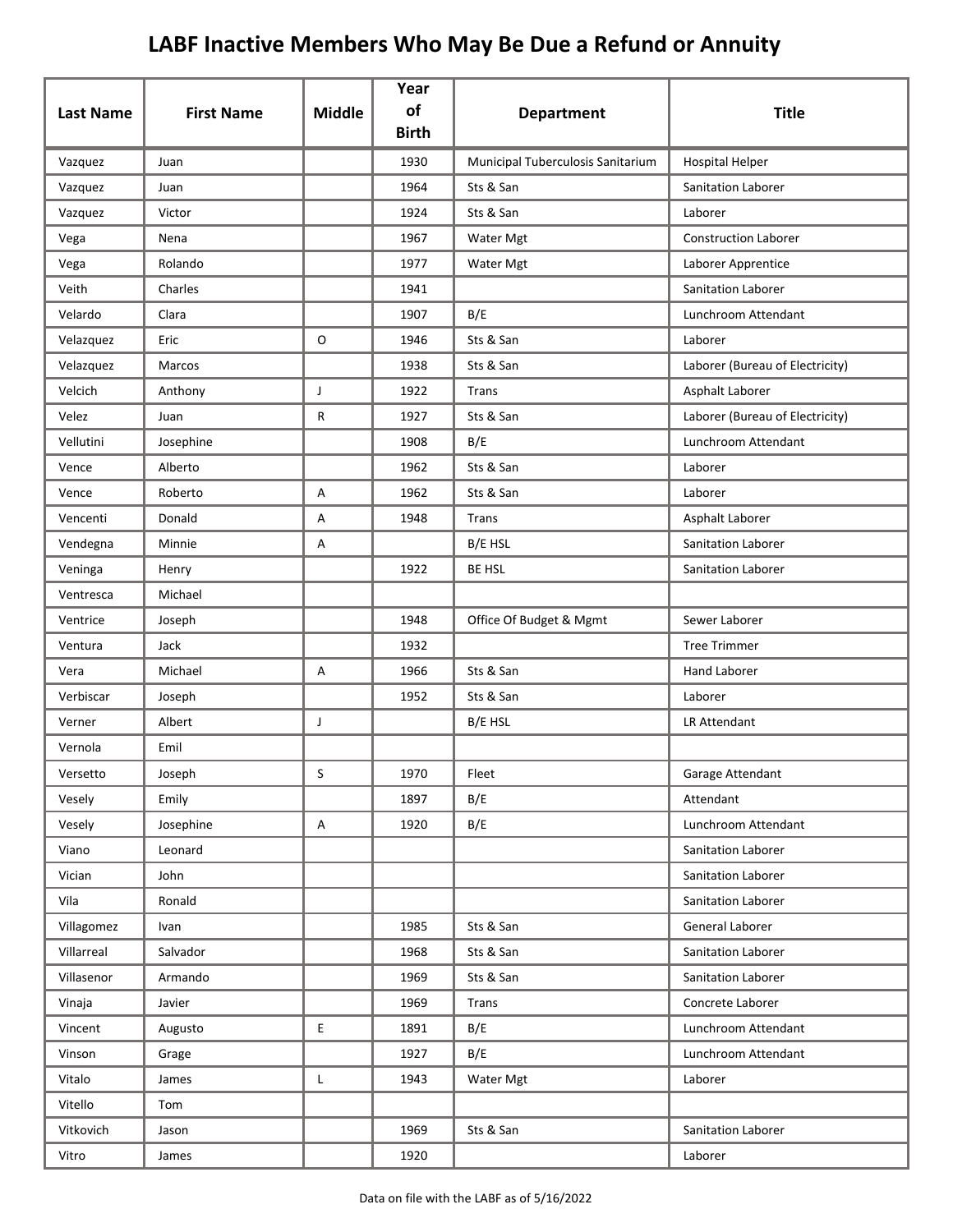# LABF Inactive Members Who May Be Due a Refund or Annuity

| Last Name | First Name | Middle | Year of Birth | Department | Title |
|---|---|---|---|---|---|
| Vazquez | Juan | | 1930 | Municipal Tuberculosis Sanitarium | Hospital Helper |
| Vazquez | Juan | | 1964 | Sts & San | Sanitation Laborer |
| Vazquez | Victor | | 1924 | Sts & San | Laborer |
| Vega | Nena | | 1967 | Water Mgt | Construction Laborer |
| Vega | Rolando | | 1977 | Water Mgt | Laborer Apprentice |
| Veith | Charles | | 1941 | | Sanitation Laborer |
| Velardo | Clara | | 1907 | B/E | Lunchroom Attendant |
| Velazquez | Eric | O | 1946 | Sts & San | Laborer |
| Velazquez | Marcos | | 1938 | Sts & San | Laborer (Bureau of Electricity) |
| Velcich | Anthony | J | 1922 | Trans | Asphalt Laborer |
| Velez | Juan | R | 1927 | Sts & San | Laborer (Bureau of Electricity) |
| Vellutini | Josephine | | 1908 | B/E | Lunchroom Attendant |
| Vence | Alberto | | 1962 | Sts & San | Laborer |
| Vence | Roberto | A | 1962 | Sts & San | Laborer |
| Vencenti | Donald | A | 1948 | Trans | Asphalt Laborer |
| Vendegna | Minnie | A | | B/E HSL | Sanitation Laborer |
| Veninga | Henry | | 1922 | BE HSL | Sanitation Laborer |
| Ventresca | Michael | | | | |
| Ventrice | Joseph | | 1948 | Office Of Budget & Mgmt | Sewer Laborer |
| Ventura | Jack | | 1932 | | Tree Trimmer |
| Vera | Michael | A | 1966 | Sts & San | Hand Laborer |
| Verbiscar | Joseph | | 1952 | Sts & San | Laborer |
| Verner | Albert | J | | B/E HSL | LR Attendant |
| Vernola | Emil | | | | |
| Versetto | Joseph | S | 1970 | Fleet | Garage Attendant |
| Vesely | Emily | | 1897 | B/E | Attendant |
| Vesely | Josephine | A | 1920 | B/E | Lunchroom Attendant |
| Viano | Leonard | | | | Sanitation Laborer |
| Vician | John | | | | Sanitation Laborer |
| Vila | Ronald | | | | Sanitation Laborer |
| Villagomez | Ivan | | 1985 | Sts & San | General Laborer |
| Villarreal | Salvador | | 1968 | Sts & San | Sanitation Laborer |
| Villasenor | Armando | | 1969 | Sts & San | Sanitation Laborer |
| Vinaja | Javier | | 1969 | Trans | Concrete Laborer |
| Vincent | Augusto | E | 1891 | B/E | Lunchroom Attendant |
| Vinson | Grage | | 1927 | B/E | Lunchroom Attendant |
| Vitalo | James | L | 1943 | Water Mgt | Laborer |
| Vitello | Tom | | | | |
| Vitkovich | Jason | | 1969 | Sts & San | Sanitation Laborer |
| Vitro | James | | 1920 | | Laborer |

Data on file with the LABF as of 5/16/2022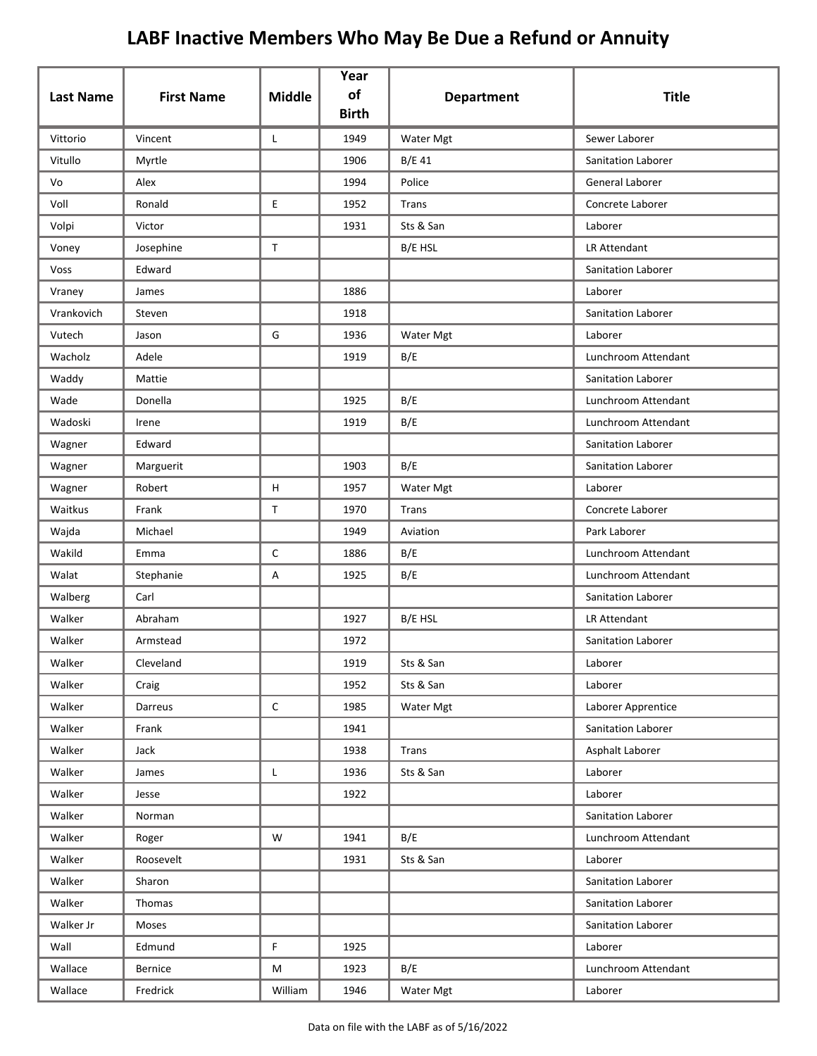# LABF Inactive Members Who May Be Due a Refund or Annuity

| Last Name | First Name | Middle | Year of Birth | Department | Title |
|---|---|---|---|---|---|
| Vittorio | Vincent | L | 1949 | Water Mgt | Sewer Laborer |
| Vitullo | Myrtle | | 1906 | B/E 41 | Sanitation Laborer |
| Vo | Alex | | 1994 | Police | General Laborer |
| Voll | Ronald | E | 1952 | Trans | Concrete Laborer |
| Volpi | Victor | | 1931 | Sts & San | Laborer |
| Voney | Josephine | T | | B/E HSL | LR Attendant |
| Voss | Edward | | | | Sanitation Laborer |
| Vraney | James | | 1886 | | Laborer |
| Vrankovich | Steven | | 1918 | | Sanitation Laborer |
| Vutech | Jason | G | 1936 | Water Mgt | Laborer |
| Wacholz | Adele | | 1919 | B/E | Lunchroom Attendant |
| Waddy | Mattie | | | | Sanitation Laborer |
| Wade | Donella | | 1925 | B/E | Lunchroom Attendant |
| Wadoski | Irene | | 1919 | B/E | Lunchroom Attendant |
| Wagner | Edward | | | | Sanitation Laborer |
| Wagner | Marguerit | | 1903 | B/E | Sanitation Laborer |
| Wagner | Robert | H | 1957 | Water Mgt | Laborer |
| Waitkus | Frank | T | 1970 | Trans | Concrete Laborer |
| Wajda | Michael | | 1949 | Aviation | Park Laborer |
| Wakild | Emma | C | 1886 | B/E | Lunchroom Attendant |
| Walat | Stephanie | A | 1925 | B/E | Lunchroom Attendant |
| Walberg | Carl | | | | Sanitation Laborer |
| Walker | Abraham | | 1927 | B/E HSL | LR Attendant |
| Walker | Armstead | | 1972 | | Sanitation Laborer |
| Walker | Cleveland | | 1919 | Sts & San | Laborer |
| Walker | Craig | | 1952 | Sts & San | Laborer |
| Walker | Darreus | C | 1985 | Water Mgt | Laborer Apprentice |
| Walker | Frank | | 1941 | | Sanitation Laborer |
| Walker | Jack | | 1938 | Trans | Asphalt Laborer |
| Walker | James | L | 1936 | Sts & San | Laborer |
| Walker | Jesse | | 1922 | | Laborer |
| Walker | Norman | | | | Sanitation Laborer |
| Walker | Roger | W | 1941 | B/E | Lunchroom Attendant |
| Walker | Roosevelt | | 1931 | Sts & San | Laborer |
| Walker | Sharon | | | | Sanitation Laborer |
| Walker | Thomas | | | | Sanitation Laborer |
| Walker Jr | Moses | | | | Sanitation Laborer |
| Wall | Edmund | F | 1925 | | Laborer |
| Wallace | Bernice | M | 1923 | B/E | Lunchroom Attendant |
| Wallace | Fredrick | William | 1946 | Water Mgt | Laborer |

Data on file with the LABF as of 5/16/2022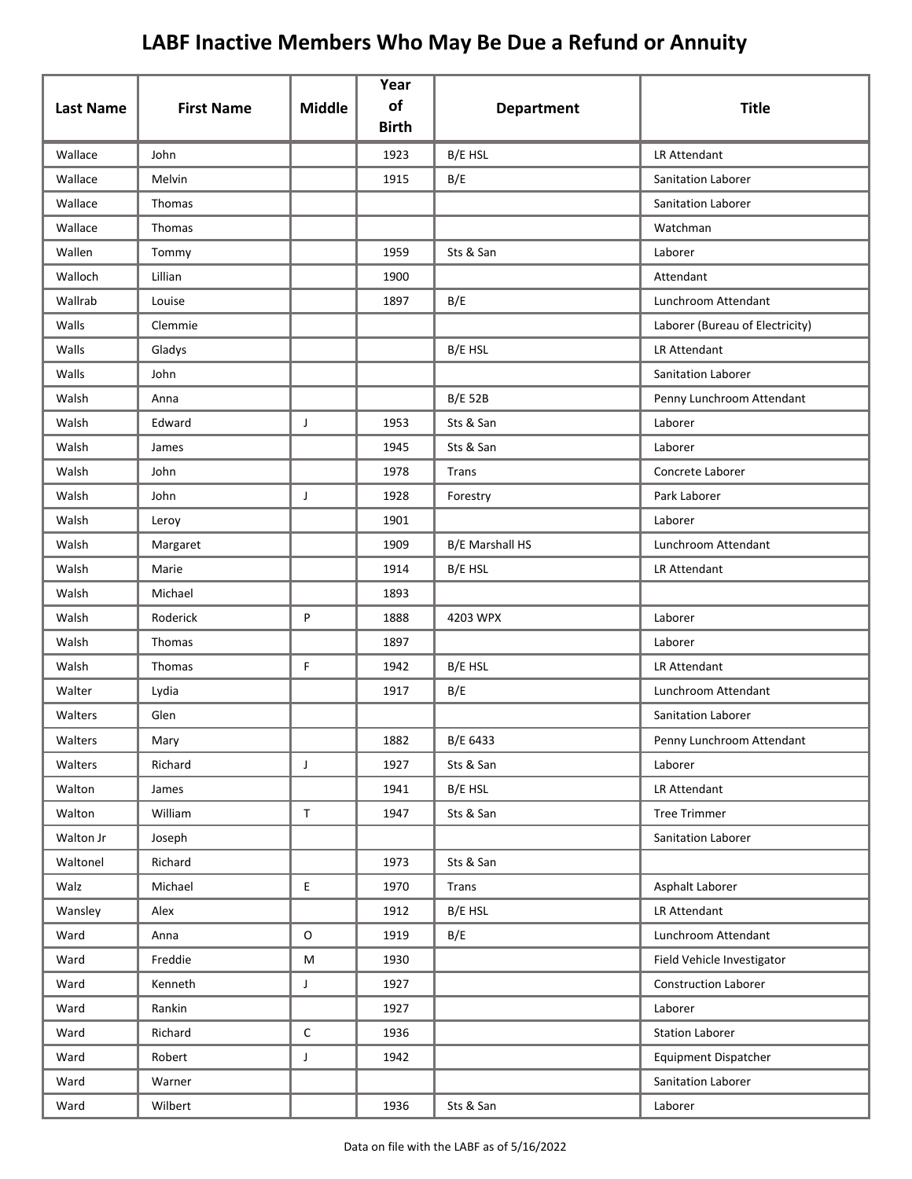# LABF Inactive Members Who May Be Due a Refund or Annuity

| Last Name | First Name | Middle | Year of Birth | Department | Title |
|---|---|---|---|---|---|
| Wallace | John | | 1923 | B/E HSL | LR Attendant |
| Wallace | Melvin | | 1915 | B/E | Sanitation Laborer |
| Wallace | Thomas | | | | Sanitation Laborer |
| Wallace | Thomas | | | | Watchman |
| Wallen | Tommy | | 1959 | Sts & San | Laborer |
| Walloch | Lillian | | 1900 | | Attendant |
| Wallrab | Louise | | 1897 | B/E | Lunchroom Attendant |
| Walls | Clemmie | | | | Laborer (Bureau of Electricity) |
| Walls | Gladys | | | B/E HSL | LR Attendant |
| Walls | John | | | | Sanitation Laborer |
| Walsh | Anna | | | B/E 52B | Penny Lunchroom Attendant |
| Walsh | Edward | J | 1953 | Sts & San | Laborer |
| Walsh | James | | 1945 | Sts & San | Laborer |
| Walsh | John | | 1978 | Trans | Concrete Laborer |
| Walsh | John | J | 1928 | Forestry | Park Laborer |
| Walsh | Leroy | | 1901 | | Laborer |
| Walsh | Margaret | | 1909 | B/E Marshall HS | Lunchroom Attendant |
| Walsh | Marie | | 1914 | B/E HSL | LR Attendant |
| Walsh | Michael | | 1893 | | |
| Walsh | Roderick | P | 1888 | 4203 WPX | Laborer |
| Walsh | Thomas | | 1897 | | Laborer |
| Walsh | Thomas | F | 1942 | B/E HSL | LR Attendant |
| Walter | Lydia | | 1917 | B/E | Lunchroom Attendant |
| Walters | Glen | | | | Sanitation Laborer |
| Walters | Mary | | 1882 | B/E 6433 | Penny Lunchroom Attendant |
| Walters | Richard | J | 1927 | Sts & San | Laborer |
| Walton | James | | 1941 | B/E HSL | LR Attendant |
| Walton | William | T | 1947 | Sts & San | Tree Trimmer |
| Walton Jr | Joseph | | | | Sanitation Laborer |
| Waltonel | Richard | | 1973 | Sts & San | |
| Walz | Michael | E | 1970 | Trans | Asphalt Laborer |
| Wansley | Alex | | 1912 | B/E HSL | LR Attendant |
| Ward | Anna | O | 1919 | B/E | Lunchroom Attendant |
| Ward | Freddie | M | 1930 | | Field Vehicle Investigator |
| Ward | Kenneth | J | 1927 | | Construction Laborer |
| Ward | Rankin | | 1927 | | Laborer |
| Ward | Richard | C | 1936 | | Station Laborer |
| Ward | Robert | J | 1942 | | Equipment Dispatcher |
| Ward | Warner | | | | Sanitation Laborer |
| Ward | Wilbert | | 1936 | Sts & San | Laborer |

Data on file with the LABF as of 5/16/2022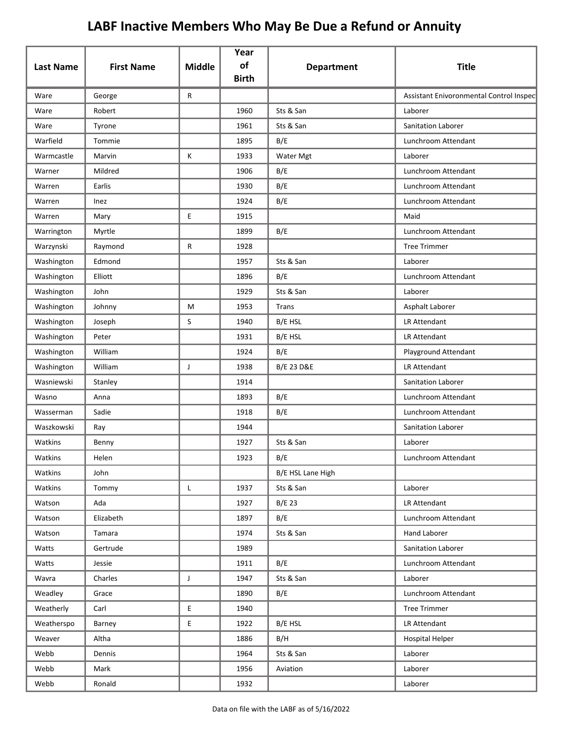# LABF Inactive Members Who May Be Due a Refund or Annuity

| Last Name | First Name | Middle | Year of Birth | Department | Title |
|---|---|---|---|---|---|
| Ware | George | R | | | Assistant Enivoronmental Control Inspec |
| Ware | Robert | | 1960 | Sts & San | Laborer |
| Ware | Tyrone | | 1961 | Sts & San | Sanitation Laborer |
| Warfield | Tommie | | 1895 | B/E | Lunchroom Attendant |
| Warmcastle | Marvin | K | 1933 | Water Mgt | Laborer |
| Warner | Mildred | | 1906 | B/E | Lunchroom Attendant |
| Warren | Earlis | | 1930 | B/E | Lunchroom Attendant |
| Warren | Inez | | 1924 | B/E | Lunchroom Attendant |
| Warren | Mary | E | 1915 | | Maid |
| Warrington | Myrtle | | 1899 | B/E | Lunchroom Attendant |
| Warzynski | Raymond | R | 1928 | | Tree Trimmer |
| Washington | Edmond | | 1957 | Sts & San | Laborer |
| Washington | Elliott | | 1896 | B/E | Lunchroom Attendant |
| Washington | John | | 1929 | Sts & San | Laborer |
| Washington | Johnny | M | 1953 | Trans | Asphalt Laborer |
| Washington | Joseph | S | 1940 | B/E HSL | LR Attendant |
| Washington | Peter | | 1931 | B/E HSL | LR Attendant |
| Washington | William | | 1924 | B/E | Playground Attendant |
| Washington | William | J | 1938 | B/E 23 D&E | LR Attendant |
| Wasniewski | Stanley | | 1914 | | Sanitation Laborer |
| Wasno | Anna | | 1893 | B/E | Lunchroom Attendant |
| Wasserman | Sadie | | 1918 | B/E | Lunchroom Attendant |
| Waszkowski | Ray | | 1944 | | Sanitation Laborer |
| Watkins | Benny | | 1927 | Sts & San | Laborer |
| Watkins | Helen | | 1923 | B/E | Lunchroom Attendant |
| Watkins | John | | | B/E HSL Lane High | |
| Watkins | Tommy | L | 1937 | Sts & San | Laborer |
| Watson | Ada | | 1927 | B/E 23 | LR Attendant |
| Watson | Elizabeth | | 1897 | B/E | Lunchroom Attendant |
| Watson | Tamara | | 1974 | Sts & San | Hand Laborer |
| Watts | Gertrude | | 1989 | | Sanitation Laborer |
| Watts | Jessie | | 1911 | B/E | Lunchroom Attendant |
| Wavra | Charles | J | 1947 | Sts & San | Laborer |
| Weadley | Grace | | 1890 | B/E | Lunchroom Attendant |
| Weatherly | Carl | E | 1940 | | Tree Trimmer |
| Weatherspo | Barney | E | 1922 | B/E HSL | LR Attendant |
| Weaver | Altha | | 1886 | B/H | Hospital Helper |
| Webb | Dennis | | 1964 | Sts & San | Laborer |
| Webb | Mark | | 1956 | Aviation | Laborer |
| Webb | Ronald | | 1932 | | Laborer |

Data on file with the LABF as of 5/16/2022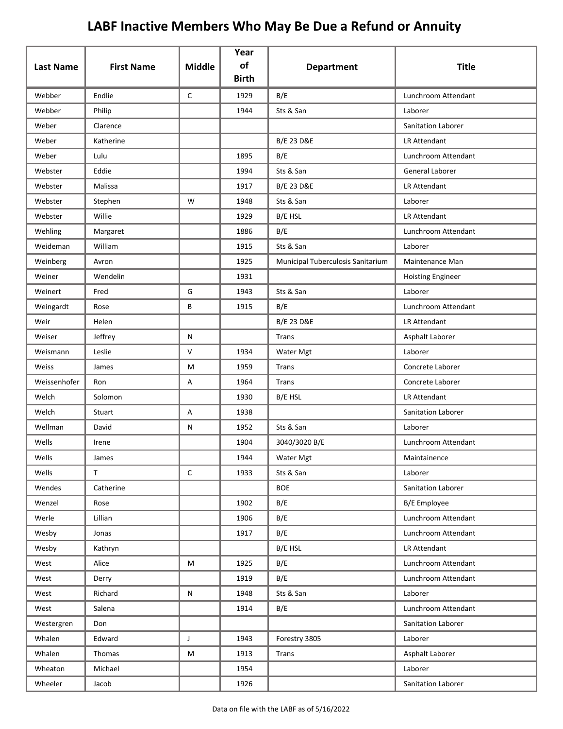# LABF Inactive Members Who May Be Due a Refund or Annuity

| Last Name | First Name | Middle | Year of Birth | Department | Title |
|---|---|---|---|---|---|
| Webber | Endlie | C | 1929 | B/E | Lunchroom Attendant |
| Webber | Philip | | 1944 | Sts & San | Laborer |
| Weber | Clarence | | | | Sanitation Laborer |
| Weber | Katherine | | | B/E 23 D&E | LR Attendant |
| Weber | Lulu | | 1895 | B/E | Lunchroom Attendant |
| Webster | Eddie | | 1994 | Sts & San | General Laborer |
| Webster | Malissa | | 1917 | B/E 23 D&E | LR Attendant |
| Webster | Stephen | W | 1948 | Sts & San | Laborer |
| Webster | Willie | | 1929 | B/E HSL | LR Attendant |
| Wehling | Margaret | | 1886 | B/E | Lunchroom Attendant |
| Weideman | William | | 1915 | Sts & San | Laborer |
| Weinberg | Avron | | 1925 | Municipal Tuberculosis Sanitarium | Maintenance Man |
| Weiner | Wendelin | | 1931 | | Hoisting Engineer |
| Weinert | Fred | G | 1943 | Sts & San | Laborer |
| Weingardt | Rose | B | 1915 | B/E | Lunchroom Attendant |
| Weir | Helen | | | B/E 23 D&E | LR Attendant |
| Weiser | Jeffrey | N | | Trans | Asphalt Laborer |
| Weismann | Leslie | V | 1934 | Water Mgt | Laborer |
| Weiss | James | M | 1959 | Trans | Concrete Laborer |
| Weissenhofer | Ron | A | 1964 | Trans | Concrete Laborer |
| Welch | Solomon | | 1930 | B/E HSL | LR Attendant |
| Welch | Stuart | A | 1938 | | Sanitation Laborer |
| Wellman | David | N | 1952 | Sts & San | Laborer |
| Wells | Irene | | 1904 | 3040/3020 B/E | Lunchroom Attendant |
| Wells | James | | 1944 | Water Mgt | Maintainence |
| Wells | T | C | 1933 | Sts & San | Laborer |
| Wendes | Catherine | | | BOE | Sanitation Laborer |
| Wenzel | Rose | | 1902 | B/E | B/E Employee |
| Werle | Lillian | | 1906 | B/E | Lunchroom Attendant |
| Wesby | Jonas | | 1917 | B/E | Lunchroom Attendant |
| Wesby | Kathryn | | | B/E HSL | LR Attendant |
| West | Alice | M | 1925 | B/E | Lunchroom Attendant |
| West | Derry | | 1919 | B/E | Lunchroom Attendant |
| West | Richard | N | 1948 | Sts & San | Laborer |
| West | Salena | | 1914 | B/E | Lunchroom Attendant |
| Westergren | Don | | | | Sanitation Laborer |
| Whalen | Edward | J | 1943 | Forestry 3805 | Laborer |
| Whalen | Thomas | M | 1913 | Trans | Asphalt Laborer |
| Wheaton | Michael | | 1954 | | Laborer |
| Wheeler | Jacob | | 1926 | | Sanitation Laborer |

Data on file with the LABF as of 5/16/2022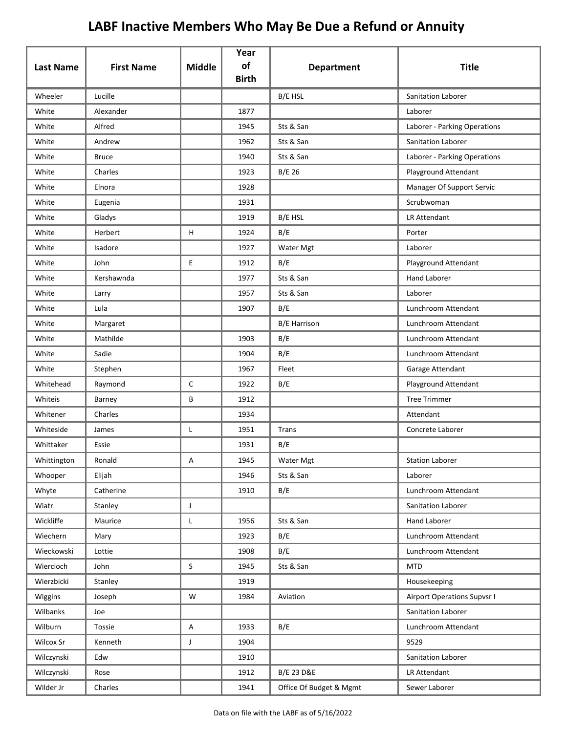# LABF Inactive Members Who May Be Due a Refund or Annuity

| Last Name | First Name | Middle | Year of Birth | Department | Title |
|---|---|---|---|---|---|
| Wheeler | Lucille | | | B/E HSL | Sanitation Laborer |
| White | Alexander | | 1877 | | Laborer |
| White | Alfred | | 1945 | Sts & San | Laborer - Parking Operations |
| White | Andrew | | 1962 | Sts & San | Sanitation Laborer |
| White | Bruce | | 1940 | Sts & San | Laborer - Parking Operations |
| White | Charles | | 1923 | B/E 26 | Playground Attendant |
| White | Elnora | | 1928 | | Manager Of Support Servic |
| White | Eugenia | | 1931 | | Scrubwoman |
| White | Gladys | | 1919 | B/E HSL | LR Attendant |
| White | Herbert | H | 1924 | B/E | Porter |
| White | Isadore | | 1927 | Water Mgt | Laborer |
| White | John | E | 1912 | B/E | Playground Attendant |
| White | Kershawnda | | 1977 | Sts & San | Hand Laborer |
| White | Larry | | 1957 | Sts & San | Laborer |
| White | Lula | | 1907 | B/E | Lunchroom Attendant |
| White | Margaret | | | B/E Harrison | Lunchroom Attendant |
| White | Mathilde | | 1903 | B/E | Lunchroom Attendant |
| White | Sadie | | 1904 | B/E | Lunchroom Attendant |
| White | Stephen | | 1967 | Fleet | Garage Attendant |
| Whitehead | Raymond | C | 1922 | B/E | Playground Attendant |
| Whiteis | Barney | B | 1912 | | Tree Trimmer |
| Whitener | Charles | | 1934 | | Attendant |
| Whiteside | James | L | 1951 | Trans | Concrete Laborer |
| Whittaker | Essie | | 1931 | B/E | |
| Whittington | Ronald | A | 1945 | Water Mgt | Station Laborer |
| Whooper | Elijah | | 1946 | Sts & San | Laborer |
| Whyte | Catherine | | 1910 | B/E | Lunchroom Attendant |
| Wiatr | Stanley | J | | | Sanitation Laborer |
| Wickliffe | Maurice | L | 1956 | Sts & San | Hand Laborer |
| Wiechern | Mary | | 1923 | B/E | Lunchroom Attendant |
| Wieckowski | Lottie | | 1908 | B/E | Lunchroom Attendant |
| Wiercioch | John | S | 1945 | Sts & San | MTD |
| Wierzbicki | Stanley | | 1919 | | Housekeeping |
| Wiggins | Joseph | W | 1984 | Aviation | Airport Operations Supvsr I |
| Wilbanks | Joe | | | | Sanitation Laborer |
| Wilburn | Tossie | A | 1933 | B/E | Lunchroom Attendant |
| Wilcox Sr | Kenneth | J | 1904 | | 9529 |
| Wilczynski | Edw | | 1910 | | Sanitation Laborer |
| Wilczynski | Rose | | 1912 | B/E 23 D&E | LR Attendant |
| Wilder Jr | Charles | | 1941 | Office Of Budget & Mgmt | Sewer Laborer |

Data on file with the LABF as of 5/16/2022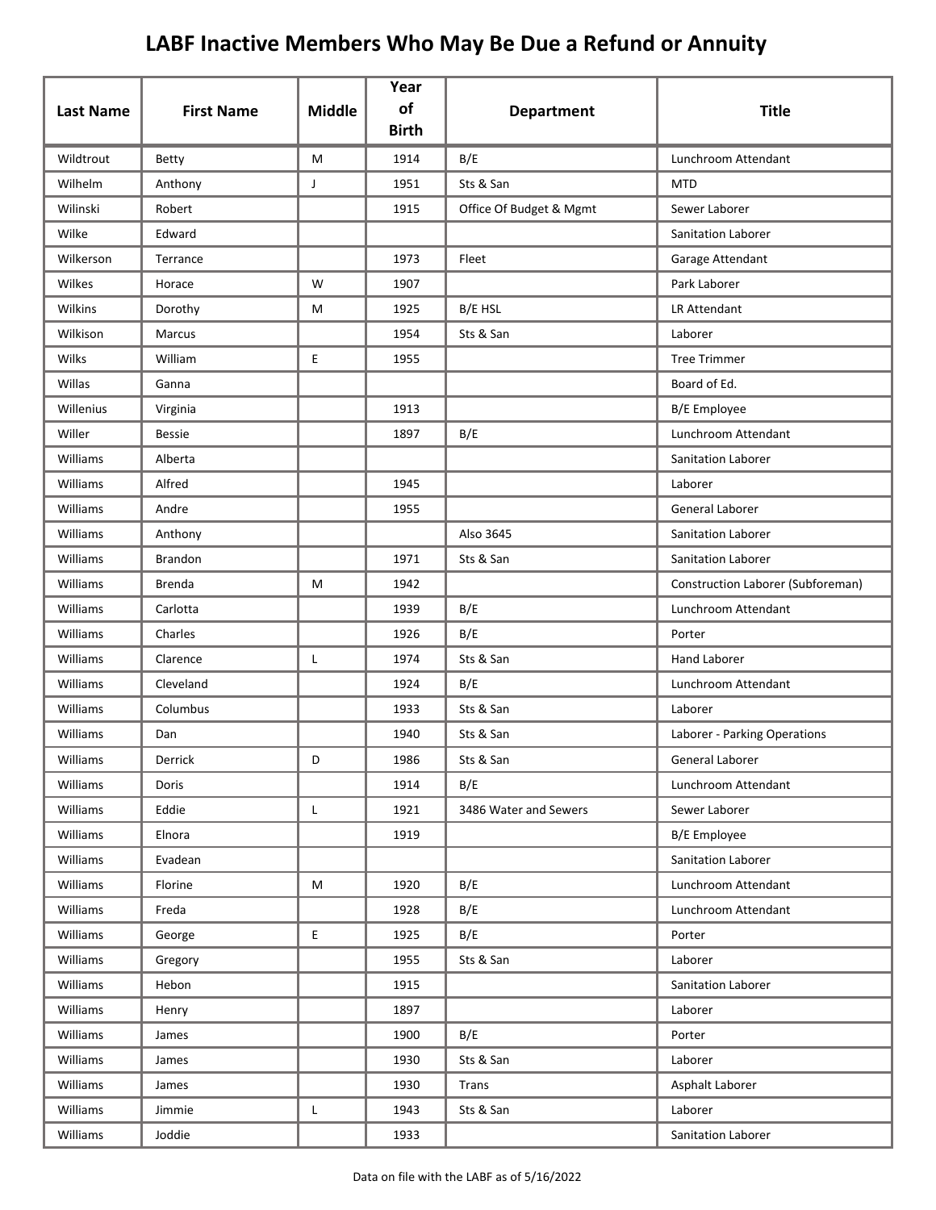# LABF Inactive Members Who May Be Due a Refund or Annuity

| Last Name | First Name | Middle | Year of Birth | Department | Title |
|---|---|---|---|---|---|
| Wildtrout | Betty | M | 1914 | B/E | Lunchroom Attendant |
| Wilhelm | Anthony | J | 1951 | Sts & San | MTD |
| Wilinski | Robert | | 1915 | Office Of Budget & Mgmt | Sewer Laborer |
| Wilke | Edward | | | | Sanitation Laborer |
| Wilkerson | Terrance | | 1973 | Fleet | Garage Attendant |
| Wilkes | Horace | W | 1907 | | Park Laborer |
| Wilkins | Dorothy | M | 1925 | B/E HSL | LR Attendant |
| Wilkison | Marcus | | 1954 | Sts & San | Laborer |
| Wilks | William | E | 1955 | | Tree Trimmer |
| Willas | Ganna | | | | Board of Ed. |
| Willenius | Virginia | | 1913 | | B/E Employee |
| Willer | Bessie | | 1897 | B/E | Lunchroom Attendant |
| Williams | Alberta | | | | Sanitation Laborer |
| Williams | Alfred | | 1945 | | Laborer |
| Williams | Andre | | 1955 | | General Laborer |
| Williams | Anthony | | | Also 3645 | Sanitation Laborer |
| Williams | Brandon | | 1971 | Sts & San | Sanitation Laborer |
| Williams | Brenda | M | 1942 | | Construction Laborer (Subforeman) |
| Williams | Carlotta | | 1939 | B/E | Lunchroom Attendant |
| Williams | Charles | | 1926 | B/E | Porter |
| Williams | Clarence | L | 1974 | Sts & San | Hand Laborer |
| Williams | Cleveland | | 1924 | B/E | Lunchroom Attendant |
| Williams | Columbus | | 1933 | Sts & San | Laborer |
| Williams | Dan | | 1940 | Sts & San | Laborer - Parking Operations |
| Williams | Derrick | D | 1986 | Sts & San | General Laborer |
| Williams | Doris | | 1914 | B/E | Lunchroom Attendant |
| Williams | Eddie | L | 1921 | 3486 Water and Sewers | Sewer Laborer |
| Williams | Elnora | | 1919 | | B/E Employee |
| Williams | Evadean | | | | Sanitation Laborer |
| Williams | Florine | M | 1920 | B/E | Lunchroom Attendant |
| Williams | Freda | | 1928 | B/E | Lunchroom Attendant |
| Williams | George | E | 1925 | B/E | Porter |
| Williams | Gregory | | 1955 | Sts & San | Laborer |
| Williams | Hebon | | 1915 | | Sanitation Laborer |
| Williams | Henry | | 1897 | | Laborer |
| Williams | James | | 1900 | B/E | Porter |
| Williams | James | | 1930 | Sts & San | Laborer |
| Williams | James | | 1930 | Trans | Asphalt Laborer |
| Williams | Jimmie | L | 1943 | Sts & San | Laborer |
| Williams | Joddie | | 1933 | | Sanitation Laborer |

Data on file with the LABF as of 5/16/2022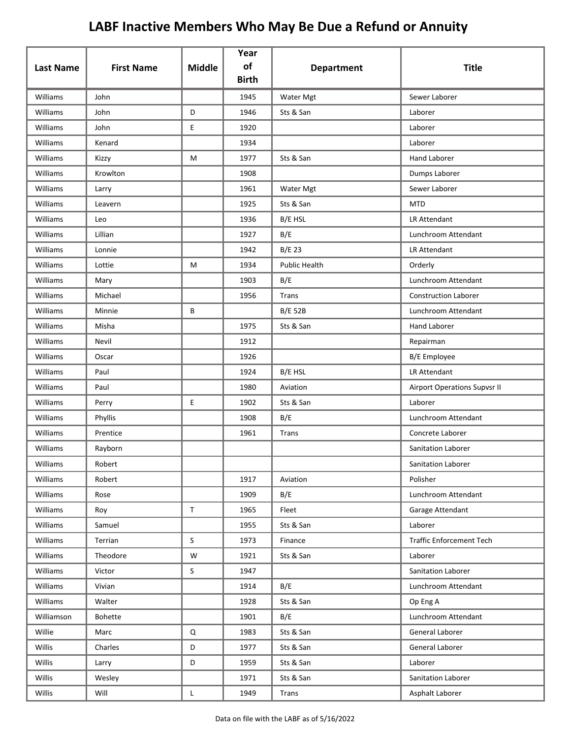# LABF Inactive Members Who May Be Due a Refund or Annuity

| Last Name | First Name | Middle | Year of Birth | Department | Title |
|---|---|---|---|---|---|
| Williams | John | | 1945 | Water Mgt | Sewer Laborer |
| Williams | John | D | 1946 | Sts & San | Laborer |
| Williams | John | E | 1920 | | Laborer |
| Williams | Kenard | | 1934 | | Laborer |
| Williams | Kizzy | M | 1977 | Sts & San | Hand Laborer |
| Williams | Krowlton | | 1908 | | Dumps Laborer |
| Williams | Larry | | 1961 | Water Mgt | Sewer Laborer |
| Williams | Leavern | | 1925 | Sts & San | MTD |
| Williams | Leo | | 1936 | B/E HSL | LR Attendant |
| Williams | Lillian | | 1927 | B/E | Lunchroom Attendant |
| Williams | Lonnie | | 1942 | B/E 23 | LR Attendant |
| Williams | Lottie | M | 1934 | Public Health | Orderly |
| Williams | Mary | | 1903 | B/E | Lunchroom Attendant |
| Williams | Michael | | 1956 | Trans | Construction Laborer |
| Williams | Minnie | B | | B/E 52B | Lunchroom Attendant |
| Williams | Misha | | 1975 | Sts & San | Hand Laborer |
| Williams | Nevil | | 1912 | | Repairman |
| Williams | Oscar | | 1926 | | B/E Employee |
| Williams | Paul | | 1924 | B/E HSL | LR Attendant |
| Williams | Paul | | 1980 | Aviation | Airport Operations Supvsr II |
| Williams | Perry | E | 1902 | Sts & San | Laborer |
| Williams | Phyllis | | 1908 | B/E | Lunchroom Attendant |
| Williams | Prentice | | 1961 | Trans | Concrete Laborer |
| Williams | Rayborn | | | | Sanitation Laborer |
| Williams | Robert | | | | Sanitation Laborer |
| Williams | Robert | | 1917 | Aviation | Polisher |
| Williams | Rose | | 1909 | B/E | Lunchroom Attendant |
| Williams | Roy | T | 1965 | Fleet | Garage Attendant |
| Williams | Samuel | | 1955 | Sts & San | Laborer |
| Williams | Terrian | S | 1973 | Finance | Traffic Enforcement Tech |
| Williams | Theodore | W | 1921 | Sts & San | Laborer |
| Williams | Victor | S | 1947 | | Sanitation Laborer |
| Williams | Vivian | | 1914 | B/E | Lunchroom Attendant |
| Williams | Walter | | 1928 | Sts & San | Op Eng A |
| Williamson | Bohette | | 1901 | B/E | Lunchroom Attendant |
| Willie | Marc | Q | 1983 | Sts & San | General Laborer |
| Willis | Charles | D | 1977 | Sts & San | General Laborer |
| Willis | Larry | D | 1959 | Sts & San | Laborer |
| Willis | Wesley | | 1971 | Sts & San | Sanitation Laborer |
| Willis | Will | L | 1949 | Trans | Asphalt Laborer |

Data on file with the LABF as of 5/16/2022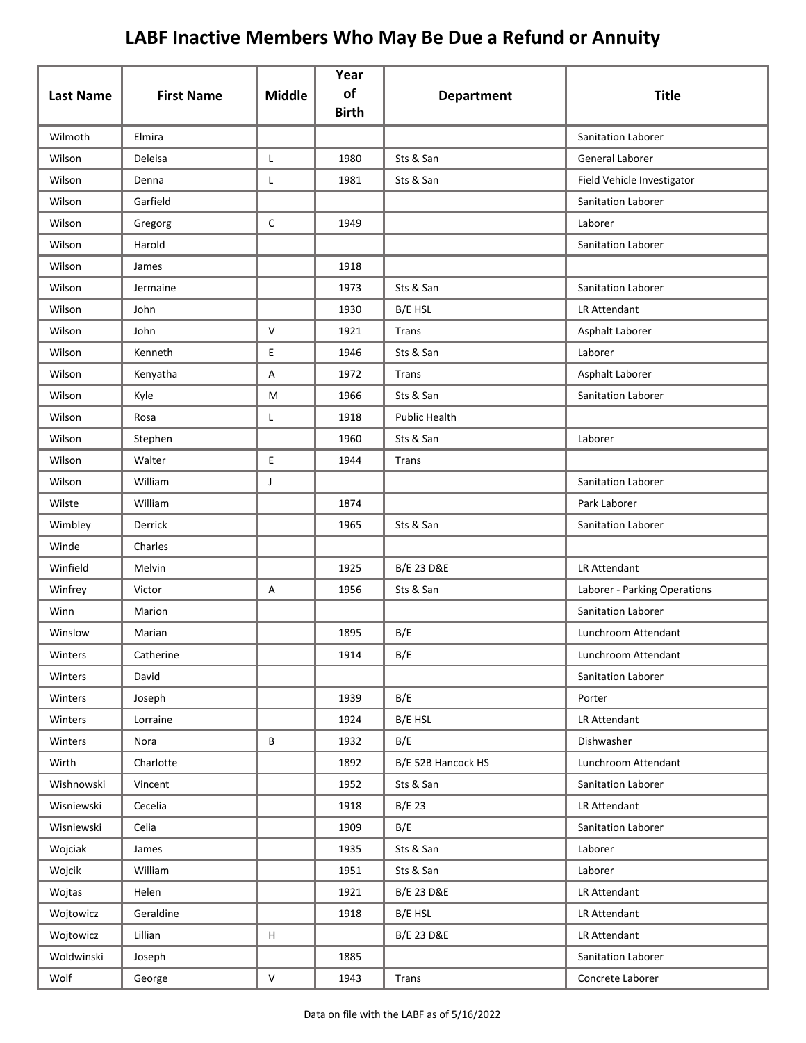# LABF Inactive Members Who May Be Due a Refund or Annuity

| Last Name | First Name | Middle | Year of Birth | Department | Title |
|---|---|---|---|---|---|
| Wilmoth | Elmira | | | | Sanitation Laborer |
| Wilson | Deleisa | L | 1980 | Sts & San | General Laborer |
| Wilson | Denna | L | 1981 | Sts & San | Field Vehicle Investigator |
| Wilson | Garfield | | | | Sanitation Laborer |
| Wilson | Gregorg | C | 1949 | | Laborer |
| Wilson | Harold | | | | Sanitation Laborer |
| Wilson | James | | 1918 | | |
| Wilson | Jermaine | | 1973 | Sts & San | Sanitation Laborer |
| Wilson | John | | 1930 | B/E HSL | LR Attendant |
| Wilson | John | V | 1921 | Trans | Asphalt Laborer |
| Wilson | Kenneth | E | 1946 | Sts & San | Laborer |
| Wilson | Kenyatha | A | 1972 | Trans | Asphalt Laborer |
| Wilson | Kyle | M | 1966 | Sts & San | Sanitation Laborer |
| Wilson | Rosa | L | 1918 | Public Health | |
| Wilson | Stephen | | 1960 | Sts & San | Laborer |
| Wilson | Walter | E | 1944 | Trans | |
| Wilson | William | J | | | Sanitation Laborer |
| Wilste | William | | 1874 | | Park Laborer |
| Wimbley | Derrick | | 1965 | Sts & San | Sanitation Laborer |
| Winde | Charles | | | | |
| Winfield | Melvin | | 1925 | B/E 23 D&E | LR Attendant |
| Winfrey | Victor | A | 1956 | Sts & San | Laborer - Parking Operations |
| Winn | Marion | | | | Sanitation Laborer |
| Winslow | Marian | | 1895 | B/E | Lunchroom Attendant |
| Winters | Catherine | | 1914 | B/E | Lunchroom Attendant |
| Winters | David | | | | Sanitation Laborer |
| Winters | Joseph | | 1939 | B/E | Porter |
| Winters | Lorraine | | 1924 | B/E HSL | LR Attendant |
| Winters | Nora | B | 1932 | B/E | Dishwasher |
| Wirth | Charlotte | | 1892 | B/E 52B Hancock HS | Lunchroom Attendant |
| Wishnowski | Vincent | | 1952 | Sts & San | Sanitation Laborer |
| Wisniewski | Cecelia | | 1918 | B/E 23 | LR Attendant |
| Wisniewski | Celia | | 1909 | B/E | Sanitation Laborer |
| Wojciak | James | | 1935 | Sts & San | Laborer |
| Wojcik | William | | 1951 | Sts & San | Laborer |
| Wojtas | Helen | | 1921 | B/E 23 D&E | LR Attendant |
| Wojtowicz | Geraldine | | 1918 | B/E HSL | LR Attendant |
| Wojtowicz | Lillian | H | | B/E 23 D&E | LR Attendant |
| Woldwinski | Joseph | | 1885 | | Sanitation Laborer |
| Wolf | George | V | 1943 | Trans | Concrete Laborer |

Data on file with the LABF as of 5/16/2022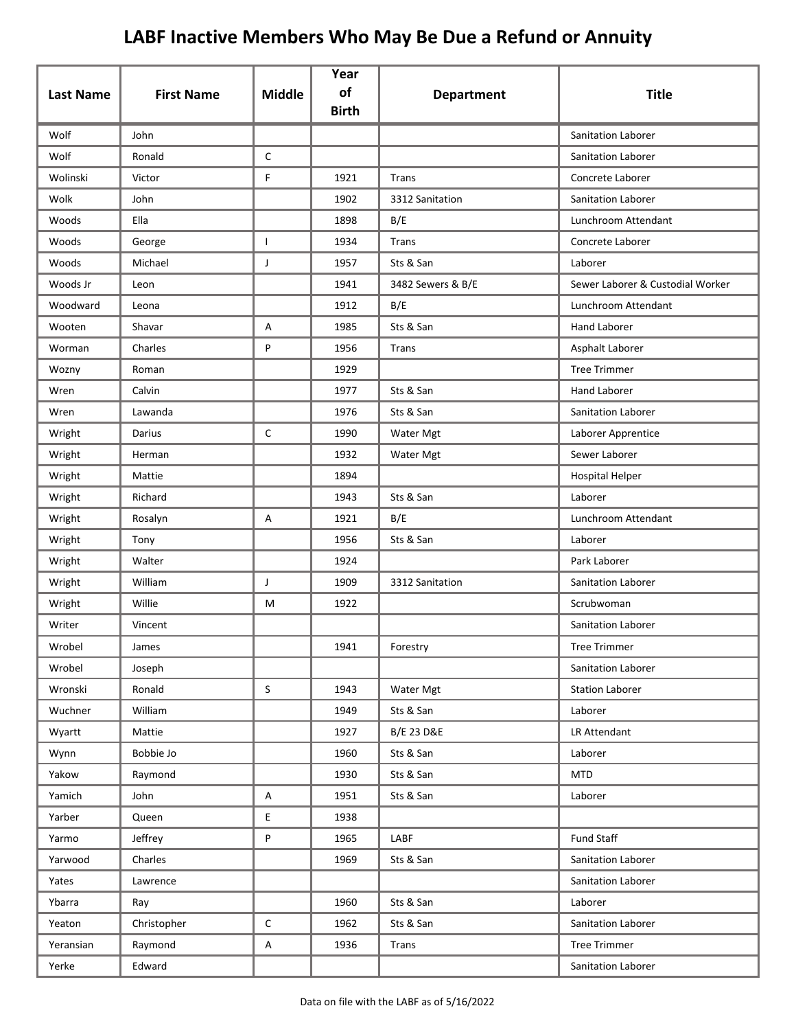# LABF Inactive Members Who May Be Due a Refund or Annuity

| Last Name | First Name | Middle | Year of Birth | Department | Title |
|---|---|---|---|---|---|
| Wolf | John | | | | Sanitation Laborer |
| Wolf | Ronald | C | | | Sanitation Laborer |
| Wolinski | Victor | F | 1921 | Trans | Concrete Laborer |
| Wolk | John | | 1902 | 3312 Sanitation | Sanitation Laborer |
| Woods | Ella | | 1898 | B/E | Lunchroom Attendant |
| Woods | George | I | 1934 | Trans | Concrete Laborer |
| Woods | Michael | J | 1957 | Sts & San | Laborer |
| Woods Jr | Leon | | 1941 | 3482 Sewers & B/E | Sewer Laborer & Custodial Worker |
| Woodward | Leona | | 1912 | B/E | Lunchroom Attendant |
| Wooten | Shavar | A | 1985 | Sts & San | Hand Laborer |
| Worman | Charles | P | 1956 | Trans | Asphalt Laborer |
| Wozny | Roman | | 1929 | | Tree Trimmer |
| Wren | Calvin | | 1977 | Sts & San | Hand Laborer |
| Wren | Lawanda | | 1976 | Sts & San | Sanitation Laborer |
| Wright | Darius | C | 1990 | Water Mgt | Laborer Apprentice |
| Wright | Herman | | 1932 | Water Mgt | Sewer Laborer |
| Wright | Mattie | | 1894 | | Hospital Helper |
| Wright | Richard | | 1943 | Sts & San | Laborer |
| Wright | Rosalyn | A | 1921 | B/E | Lunchroom Attendant |
| Wright | Tony | | 1956 | Sts & San | Laborer |
| Wright | Walter | | 1924 | | Park Laborer |
| Wright | William | J | 1909 | 3312 Sanitation | Sanitation Laborer |
| Wright | Willie | M | 1922 | | Scrubwoman |
| Writer | Vincent | | | | Sanitation Laborer |
| Wrobel | James | | 1941 | Forestry | Tree Trimmer |
| Wrobel | Joseph | | | | Sanitation Laborer |
| Wronski | Ronald | S | 1943 | Water Mgt | Station Laborer |
| Wuchner | William | | 1949 | Sts & San | Laborer |
| Wyartt | Mattie | | 1927 | B/E 23 D&E | LR Attendant |
| Wynn | Bobbie Jo | | 1960 | Sts & San | Laborer |
| Yakow | Raymond | | 1930 | Sts & San | MTD |
| Yamich | John | A | 1951 | Sts & San | Laborer |
| Yarber | Queen | E | 1938 | | |
| Yarmo | Jeffrey | P | 1965 | LABF | Fund Staff |
| Yarwood | Charles | | 1969 | Sts & San | Sanitation Laborer |
| Yates | Lawrence | | | | Sanitation Laborer |
| Ybarra | Ray | | 1960 | Sts & San | Laborer |
| Yeaton | Christopher | C | 1962 | Sts & San | Sanitation Laborer |
| Yeransian | Raymond | A | 1936 | Trans | Tree Trimmer |
| Yerke | Edward | | | | Sanitation Laborer |

Data on file with the LABF as of 5/16/2022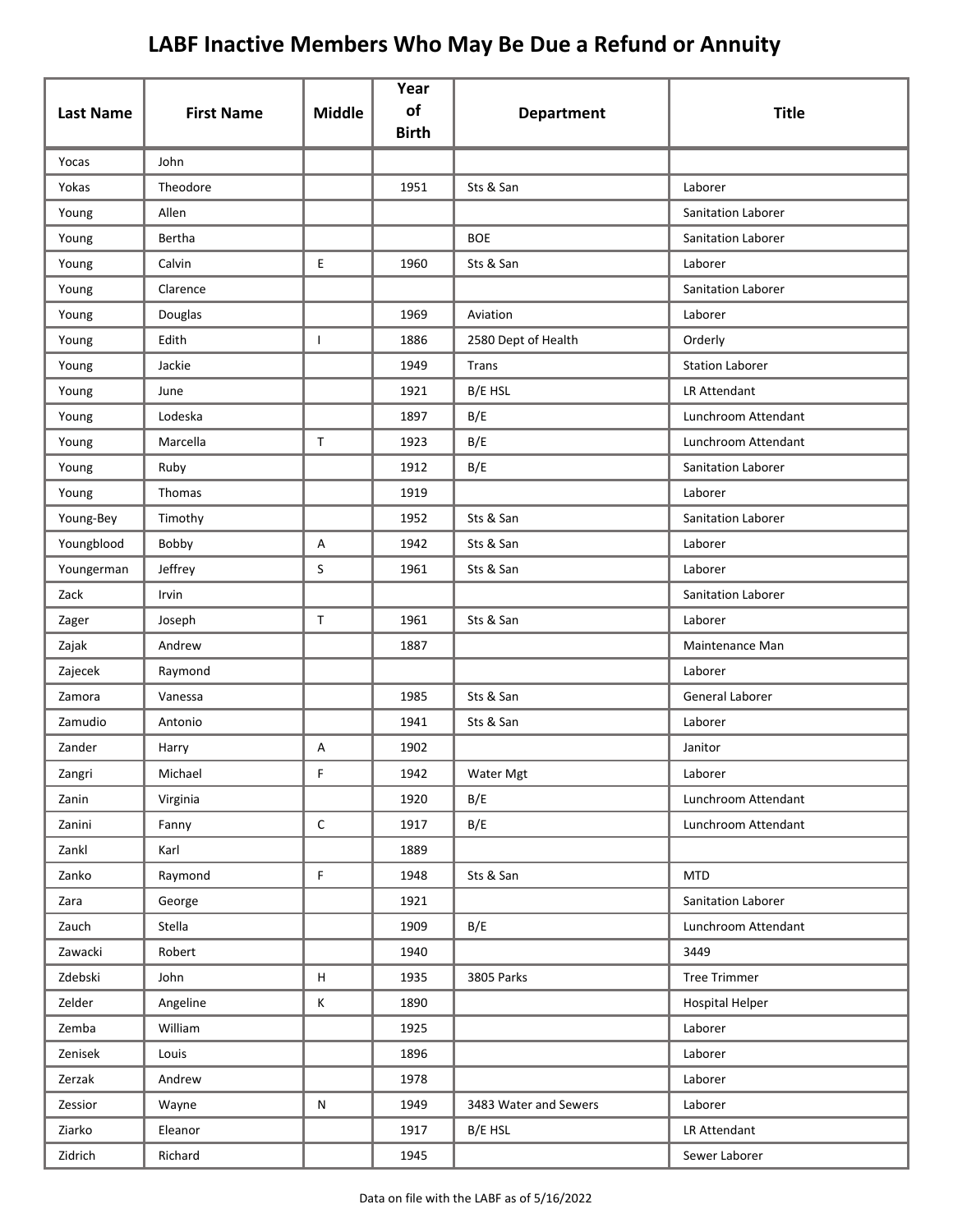# LABF Inactive Members Who May Be Due a Refund or Annuity

| Last Name | First Name | Middle | Year of Birth | Department | Title |
|---|---|---|---|---|---|
| Yocas | John | | | | |
| Yokas | Theodore | | 1951 | Sts & San | Laborer |
| Young | Allen | | | | Sanitation Laborer |
| Young | Bertha | | | BOE | Sanitation Laborer |
| Young | Calvin | E | 1960 | Sts & San | Laborer |
| Young | Clarence | | | | Sanitation Laborer |
| Young | Douglas | | 1969 | Aviation | Laborer |
| Young | Edith | I | 1886 | 2580 Dept of Health | Orderly |
| Young | Jackie | | 1949 | Trans | Station Laborer |
| Young | June | | 1921 | B/E HSL | LR Attendant |
| Young | Lodeska | | 1897 | B/E | Lunchroom Attendant |
| Young | Marcella | T | 1923 | B/E | Lunchroom Attendant |
| Young | Ruby | | 1912 | B/E | Sanitation Laborer |
| Young | Thomas | | 1919 | | Laborer |
| Young-Bey | Timothy | | 1952 | Sts & San | Sanitation Laborer |
| Youngblood | Bobby | A | 1942 | Sts & San | Laborer |
| Youngerman | Jeffrey | S | 1961 | Sts & San | Laborer |
| Zack | Irvin | | | | Sanitation Laborer |
| Zager | Joseph | T | 1961 | Sts & San | Laborer |
| Zajak | Andrew | | 1887 | | Maintenance Man |
| Zajecek | Raymond | | | | Laborer |
| Zamora | Vanessa | | 1985 | Sts & San | General Laborer |
| Zamudio | Antonio | | 1941 | Sts & San | Laborer |
| Zander | Harry | A | 1902 | | Janitor |
| Zangri | Michael | F | 1942 | Water Mgt | Laborer |
| Zanin | Virginia | | 1920 | B/E | Lunchroom Attendant |
| Zanini | Fanny | C | 1917 | B/E | Lunchroom Attendant |
| Zankl | Karl | | 1889 | | |
| Zanko | Raymond | F | 1948 | Sts & San | MTD |
| Zara | George | | 1921 | | Sanitation Laborer |
| Zauch | Stella | | 1909 | B/E | Lunchroom Attendant |
| Zawacki | Robert | | 1940 | | 3449 |
| Zdebski | John | H | 1935 | 3805 Parks | Tree Trimmer |
| Zelder | Angeline | K | 1890 | | Hospital Helper |
| Zemba | William | | 1925 | | Laborer |
| Zenisek | Louis | | 1896 | | Laborer |
| Zerzak | Andrew | | 1978 | | Laborer |
| Zessior | Wayne | N | 1949 | 3483 Water and Sewers | Laborer |
| Ziarko | Eleanor | | 1917 | B/E HSL | LR Attendant |
| Zidrich | Richard | | 1945 | | Sewer Laborer |

Data on file with the LABF as of 5/16/2022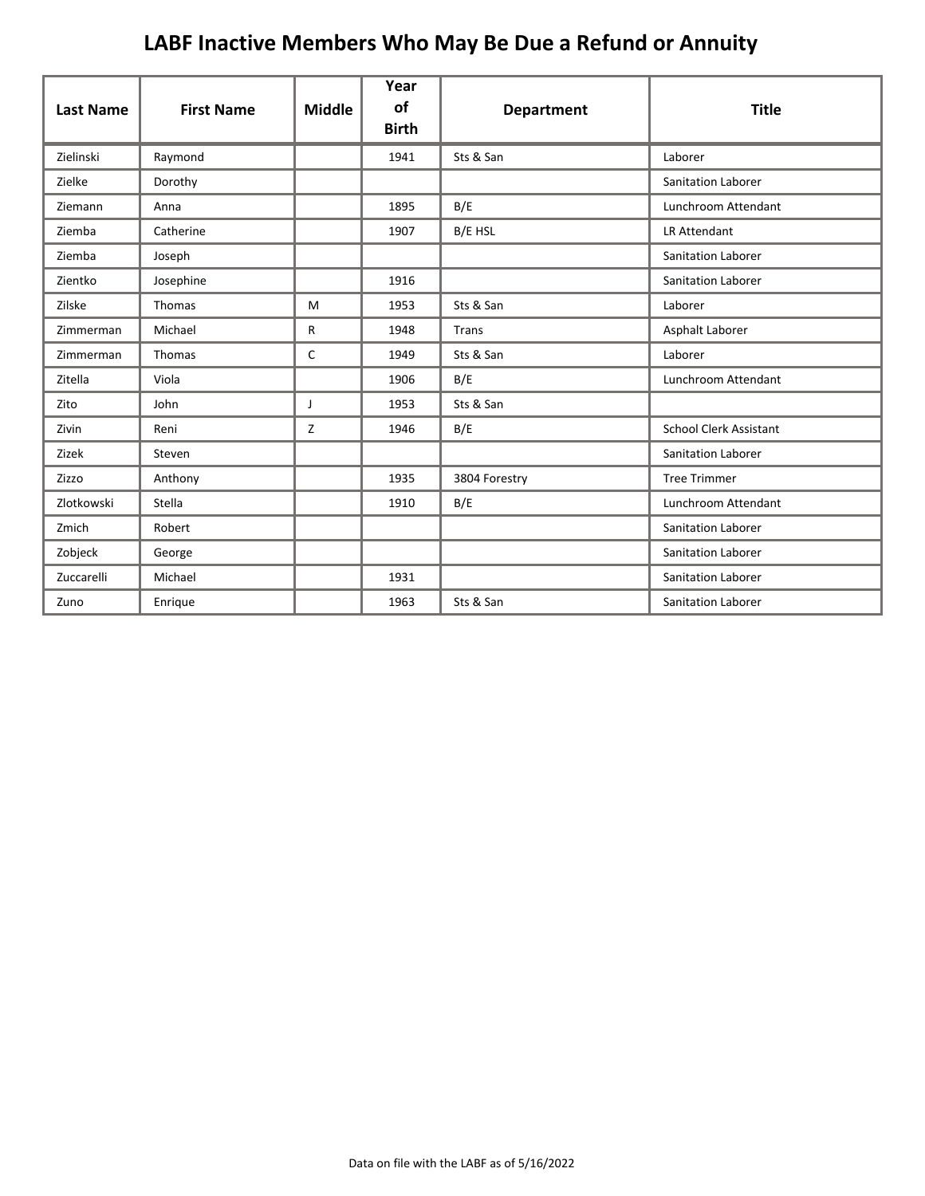# LABF Inactive Members Who May Be Due a Refund or Annuity

| Last Name | First Name | Middle | Year of Birth | Department | Title |
|---|---|---|---|---|---|
| Zielinski | Raymond | | 1941 | Sts & San | Laborer |
| Zielke | Dorothy | | | | Sanitation Laborer |
| Ziemann | Anna | | 1895 | B/E | Lunchroom Attendant |
| Ziemba | Catherine | | 1907 | B/E HSL | LR Attendant |
| Ziemba | Joseph | | | | Sanitation Laborer |
| Zientko | Josephine | | 1916 | | Sanitation Laborer |
| Zilske | Thomas | M | 1953 | Sts & San | Laborer |
| Zimmerman | Michael | R | 1948 | Trans | Asphalt Laborer |
| Zimmerman | Thomas | C | 1949 | Sts & San | Laborer |
| Zitella | Viola | | 1906 | B/E | Lunchroom Attendant |
| Zito | John | J | 1953 | Sts & San | |
| Zivin | Reni | Z | 1946 | B/E | School Clerk Assistant |
| Zizek | Steven | | | | Sanitation Laborer |
| Zizzo | Anthony | | 1935 | 3804 Forestry | Tree Trimmer |
| Zlotkowski | Stella | | 1910 | B/E | Lunchroom Attendant |
| Zmich | Robert | | | | Sanitation Laborer |
| Zobjeck | George | | | | Sanitation Laborer |
| Zuccarelli | Michael | | 1931 | | Sanitation Laborer |
| Zuno | Enrique | | 1963 | Sts & San | Sanitation Laborer |

Data on file with the LABF as of 5/16/2022